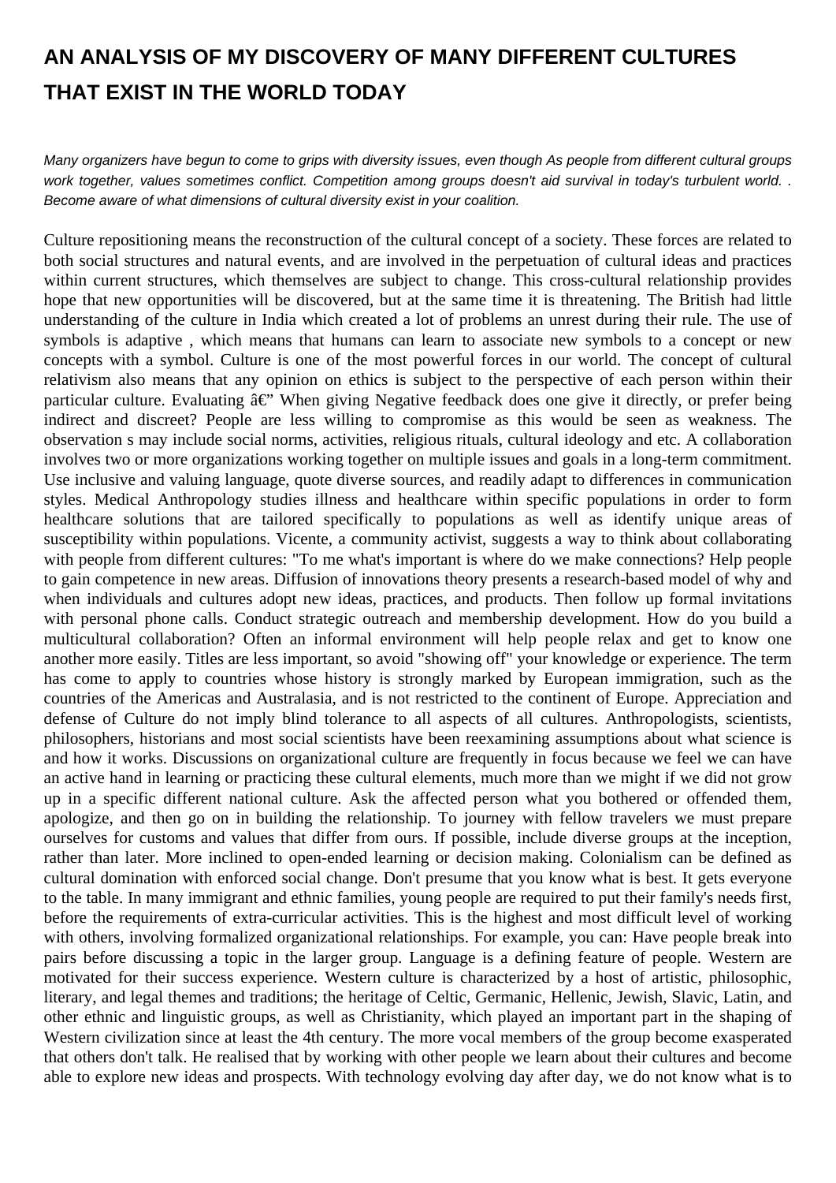# AN ANALYSIS OF MY DISCOVERY OF MANY DIFFERENT CULTURES THAT EXIST IN THE WORLD TODAY

*Many organizers have begun to come to grips with diversity issues, even though As people from different cultural groups work together, values sometimes conflict. Competition among groups doesn't aid survival in today's turbulent world. . Become aware of what dimensions of cultural diversity exist in your coalition.*

Culture repositioning means the reconstruction of the cultural concept of a society. These forces are related to both social structures and natural events, and are involved in the perpetuation of cultural ideas and practices within current structures, which themselves are subject to change. This cross-cultural relationship provides hope that new opportunities will be discovered, but at the same time it is threatening. The British had little understanding of the culture in India which created a lot of problems an unrest during their rule. The use of symbols is adaptive , which means that humans can learn to associate new symbols to a concept or new concepts with a symbol. Culture is one of the most powerful forces in our world. The concept of cultural relativism also means that any opinion on ethics is subject to the perspective of each person within their particular culture. Evaluating â€" When giving Negative feedback does one give it directly, or prefer being indirect and discreet? People are less willing to compromise as this would be seen as weakness. The observation s may include social norms, activities, religious rituals, cultural ideology and etc. A collaboration involves two or more organizations working together on multiple issues and goals in a long-term commitment. Use inclusive and valuing language, quote diverse sources, and readily adapt to differences in communication styles. Medical Anthropology studies illness and healthcare within specific populations in order to form healthcare solutions that are tailored specifically to populations as well as identify unique areas of susceptibility within populations. Vicente, a community activist, suggests a way to think about collaborating with people from different cultures: "To me what's important is where do we make connections? Help people to gain competence in new areas. Diffusion of innovations theory presents a research-based model of why and when individuals and cultures adopt new ideas, practices, and products. Then follow up formal invitations with personal phone calls. Conduct strategic outreach and membership development. How do you build a multicultural collaboration? Often an informal environment will help people relax and get to know one another more easily. Titles are less important, so avoid "showing off" your knowledge or experience. The term has come to apply to countries whose history is strongly marked by European immigration, such as the countries of the Americas and Australasia, and is not restricted to the continent of Europe. Appreciation and defense of Culture do not imply blind tolerance to all aspects of all cultures. Anthropologists, scientists, philosophers, historians and most social scientists have been reexamining assumptions about what science is and how it works. Discussions on organizational culture are frequently in focus because we feel we can have an active hand in learning or practicing these cultural elements, much more than we might if we did not grow up in a specific different national culture. Ask the affected person what you bothered or offended them, apologize, and then go on in building the relationship. To journey with fellow travelers we must prepare ourselves for customs and values that differ from ours. If possible, include diverse groups at the inception, rather than later. More inclined to open-ended learning or decision making. Colonialism can be defined as cultural domination with enforced social change. Don't presume that you know what is best. It gets everyone to the table. In many immigrant and ethnic families, young people are required to put their family's needs first, before the requirements of extra-curricular activities. This is the highest and most difficult level of working with others, involving formalized organizational relationships. For example, you can: Have people break into pairs before discussing a topic in the larger group. Language is a defining feature of people. Western are motivated for their success experience. Western culture is characterized by a host of artistic, philosophic, literary, and legal themes and traditions; the heritage of Celtic, Germanic, Hellenic, Jewish, Slavic, Latin, and other ethnic and linguistic groups, as well as Christianity, which played an important part in the shaping of Western civilization since at least the 4th century. The more vocal members of the group become exasperated that others don't talk. He realised that by working with other people we learn about their cultures and become able to explore new ideas and prospects. With technology evolving day after day, we do not know what is to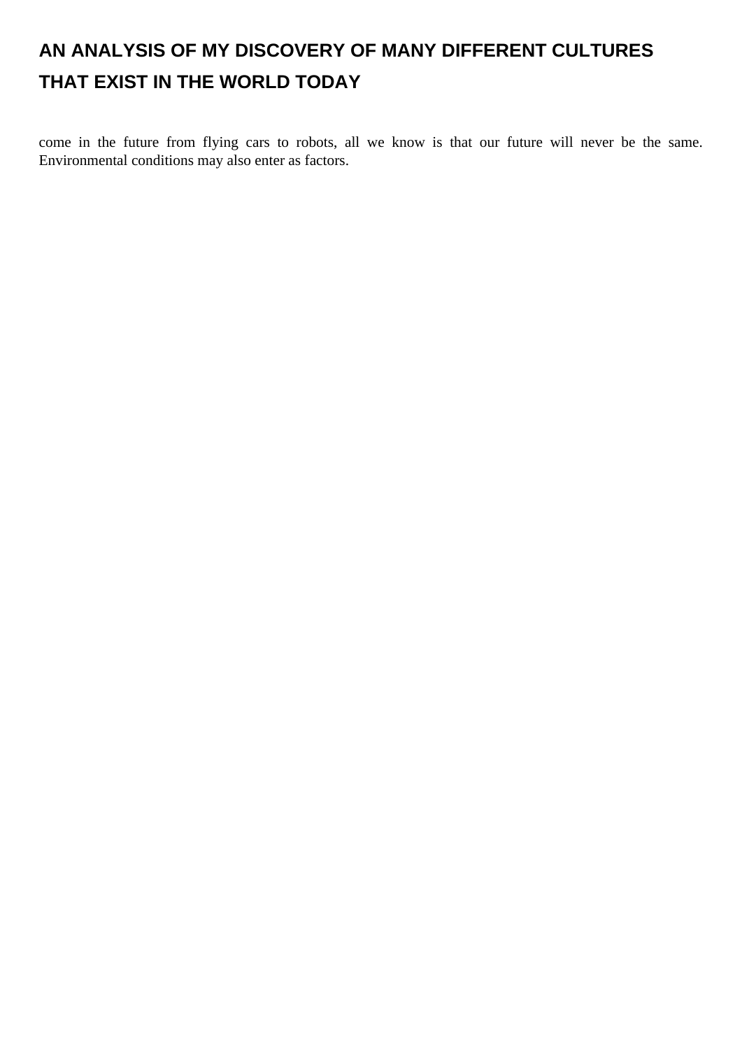# AN ANALYSIS OF MY DISCOVERY OF MANY DIFFERENT CULTURES THAT EXIST IN THE WORLD TODAY

come in the future from flying cars to robots, all we know is that our future will never be the same. Environmental conditions may also enter as factors.